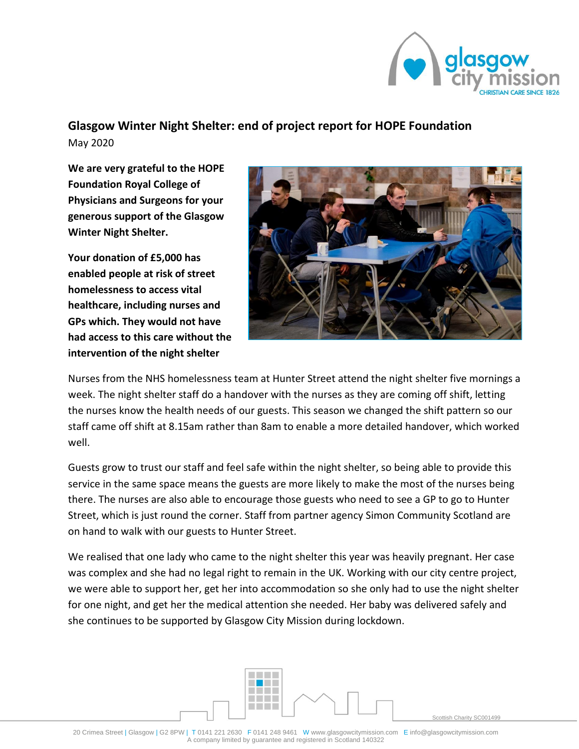## Glasgow Winter Night Shelter: end of project report for HOPE Foundation

May 2020

**We are very grateful to the HOPE Foundation Royal College of Physicians and Surgeons for your generous support of the Glasgow Winter Night Shelter.**

**Your donation of £5,000 has enabled people at risk of street homelessness to access vital healthcare, including nurses and GPs which. They would not have had access to this care without the intervention of the night shelter**

Nurses from the NHS homelessness team at Hunter Street attend the night shelter five mornings a week. The night shelter staff do a handover with the nurses as they are coming off shift, letting the nurses know the health needs of our guests. This season we changed the shift pattern so our staff came off shift at 8.15am rather than 8am to enable a more detailed handover, which worked well.

Guests grow to trust our staff and feel safe within the night shelter, so being able to provide this service in the same space means the guests are more likely to make the most of the nurses being there. The nurses are also able to encourage those guests who need to see a GP to go to Hunter Street, which is just round the corner. Staff from partner agency Simon Community Scotland are on hand to walk with our guests to Hunter Street.

We realised that one lady who came to the night shelter this year was heavily pregnant. Her case was complex and she had no legal right to remain in the UK. Working with our city centre project, we were able to support her, get her into accommodation so she only had to use the night shelter for one night, and get her the medical attention she needed. Her baby was delivered safely and she continues to be supported by Glasgow City Mission during lockdown.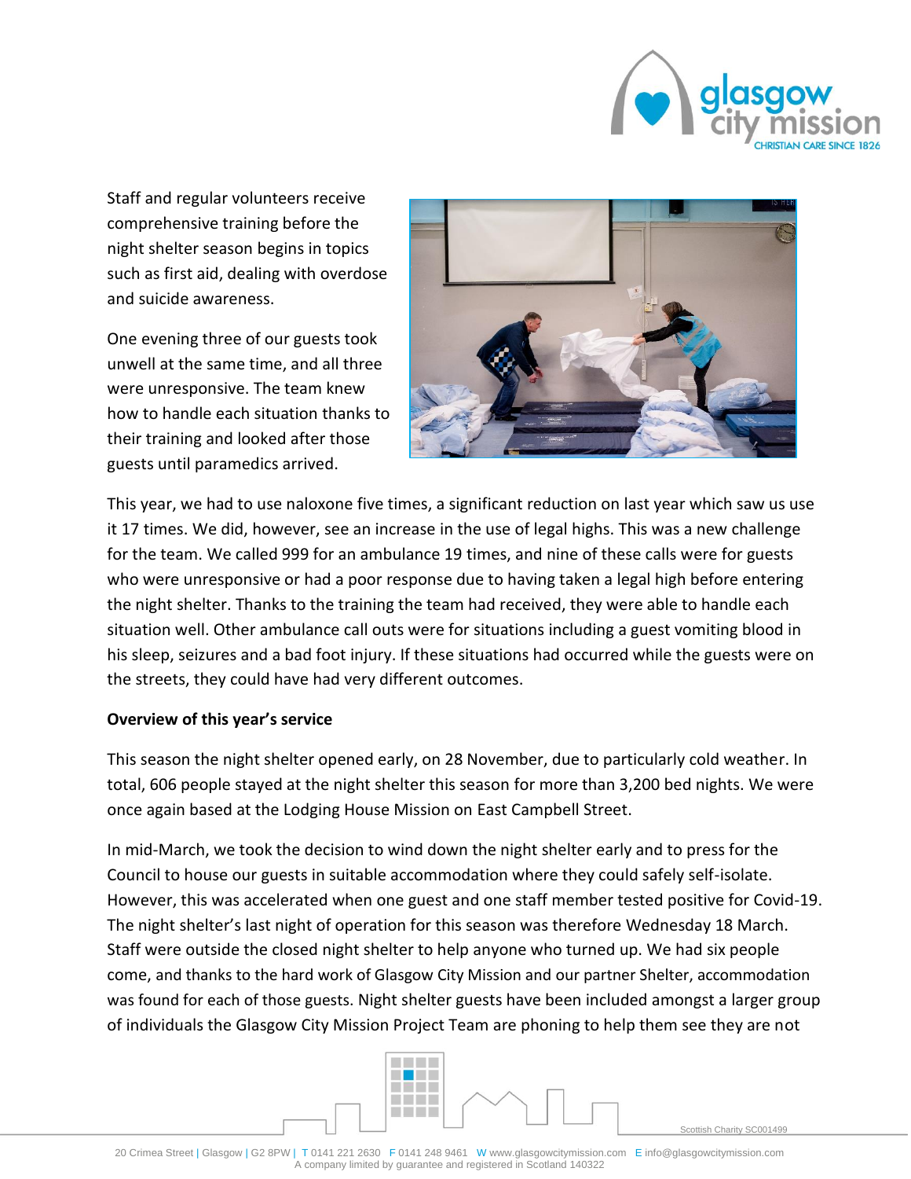Staff and regular volunteers receive comprehensive training before the night shelter season begins in topics such as first aid, dealing with overdose and suicide awareness.

One evening three of our guests took unwell at the same time, and all three were unresponsive. The team knew how to handle each situation thanks to their training and looked after those guests until paramedics arrived.

This year, we had to use naloxone five times, a significant reduction on last year which saw us use it 17 times. We did, however, see an increase in the use of legal highs. This was a new challenge for the team. We called 999 for an ambulance 19 times, and nine of these calls were for guests who were unresponsive or had a poor response due to having taken a legal high before entering the night shelter. Thanks to the training the team had received, they were able to handle each situation well. Other ambulance call outs were for situations including a guest vomiting blood in his sleep, seizures and a bad foot injury. If these situations had occurred while the guests were on the streets, they could have had very different outcomes.

**Overview of this year's service**

This season the night shelter opened early, on 28 November, due to particularly cold weather. In total, 606 people stayed at the night shelter this season for more than 3,200 bed nights. We were once again based at the Lodging House Mission on East Campbell Street.

In mid-March, we took the decision to wind down the night shelter early and to press for the Council to house our guests in suitable accommodation where they could safely self-isolate. However, this was accelerated when one guest and one staff member tested positive for Covid-19. The night shelter's last night of operation for this season was therefore Wednesday 18 March. Staff were outside the closed night shelter to help anyone who turned up. We had six people come, and thanks to the hard work of Glasgow City Mission and our partner Shelter, accommodation was found for each of those guests. Night shelter guests have been included amongst a larger group of individuals the Glasgow City Mission Project Team are phoning to help them see they are not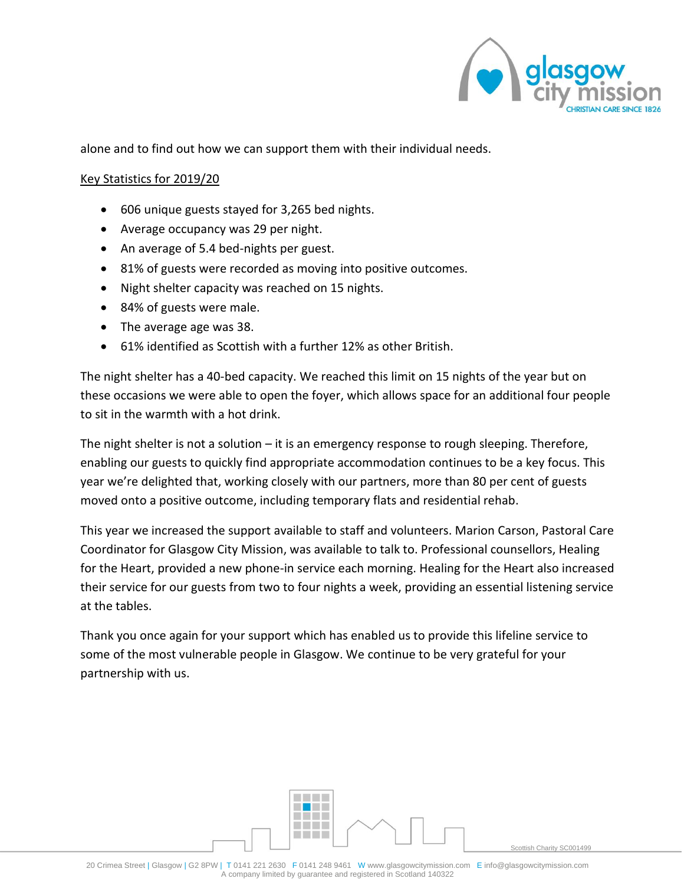alone and to find out how we can support them with their individual needs.

Key Statistics for 2019/20

- 606 unique guests stayed for 3,265 bed nights.
- Average occupancy was 29 per night.
- An average of 5.4 bed-nights per guest.
- 81% of guests were recorded as moving into positive outcomes.
- Night shelter capacity was reached on 15 nights.
- 84% of guests were male.
- The average age was 38.
- 61% identified as Scottish with a further 12% as other British.

The night shelter has a 40-bed capacity. We reached this limit on 15 nights of the year but on these occasions we were able to open the foyer, which allows space for an additional four people to sit in the warmth with a hot drink.

The night shelter is not a solution – it is an emergency response to rough sleeping. Therefore, enabling our guests to quickly find appropriate accommodation continues to be a key focus. This year we're delighted that, working closely with our partners, more than 80 per cent of guests moved onto a positive outcome, including temporary flats and residential rehab.

This year we increased the support available to staff and volunteers. Marion Carson, Pastoral Care Coordinator for Glasgow City Mission, was available to talk to. Professional counsellors, Healing for the Heart, provided a new phone-in service each morning. Healing for the Heart also increased their service for our guests from two to four nights a week, providing an essential listening service at the tables.

Thank you once again for your support which has enabled us to provide this lifeline service to some of the most vulnerable people in Glasgow. We continue to be very grateful for your partnership with us.